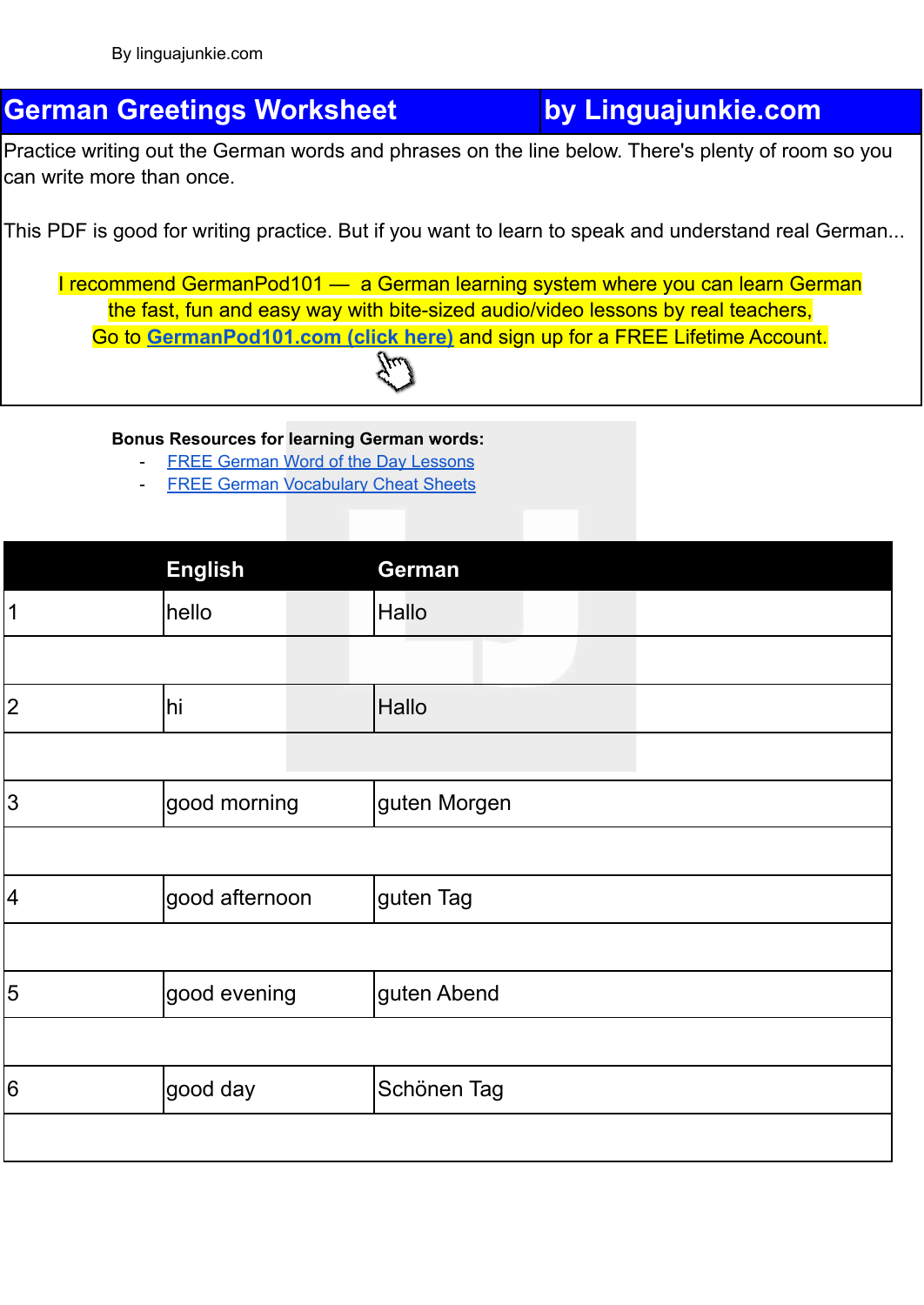By linguajunkie.com

| German Greetings Worksheet | by Linguajunkie.com |
|---|---|

Practice writing out the German words and phrases on the line below. There's plenty of room so you can write more than once.

This PDF is good for writing practice. But if you want to learn to speak and understand real German...

I recommend GermanPod101 — a German learning system where you can learn German the fast, fun and easy way with bite-sized audio/video lessons by real teachers, Go to **GermanPod101.com (click here)** and sign up for a FREE Lifetime Account.

**Bonus Resources for learning German words:**

- FREE German Word of the Day Lessons
- FREE German Vocabulary Cheat Sheets

| | English | German |
|---|---|---|
| 1 | hello | Hallo |
| | | |
| 2 | hi | Hallo |
| | | |
| 3 | good morning | guten Morgen |
| | | |
| 4 | good afternoon | guten Tag |
| | | |
| 5 | good evening | guten Abend |
| | | |
| 6 | good day | Schönen Tag |
| | | |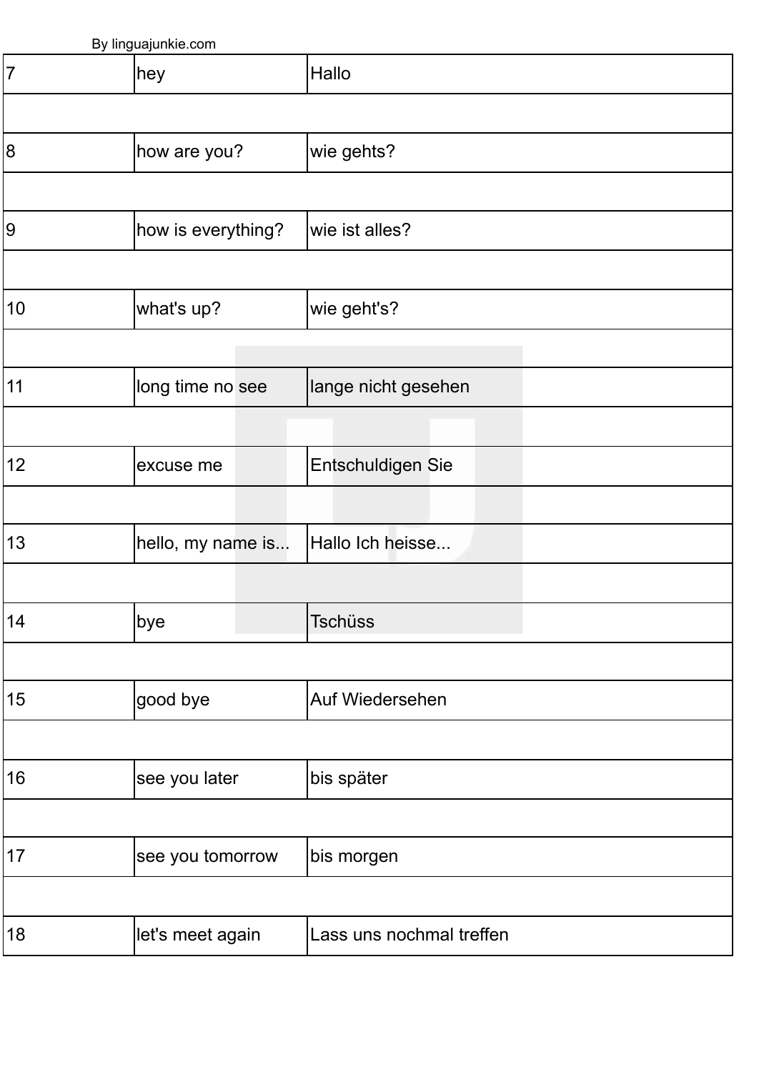| | | |
|---|---|---|
| 7 | hey | Hallo |
| | | |
| 8 | how are you? | wie gehts? |
| | | |
| 9 | how is everything? | wie ist alles? |
| | | |
| 10 | what's up? | wie geht's? |
| | | |
| 11 | long time no see | lange nicht gesehen |
| | | |
| 12 | excuse me | Entschuldigen Sie |
| | | |
| 13 | hello, my name is... | Hallo Ich heisse... |
| | | |
| 14 | bye | Tschüss |
| | | |
| 15 | good bye | Auf Wiedersehen |
| | | |
| 16 | see you later | bis später |
| | | |
| 17 | see you tomorrow | bis morgen |
| | | |
| 18 | let's meet again | Lass uns nochmal treffen |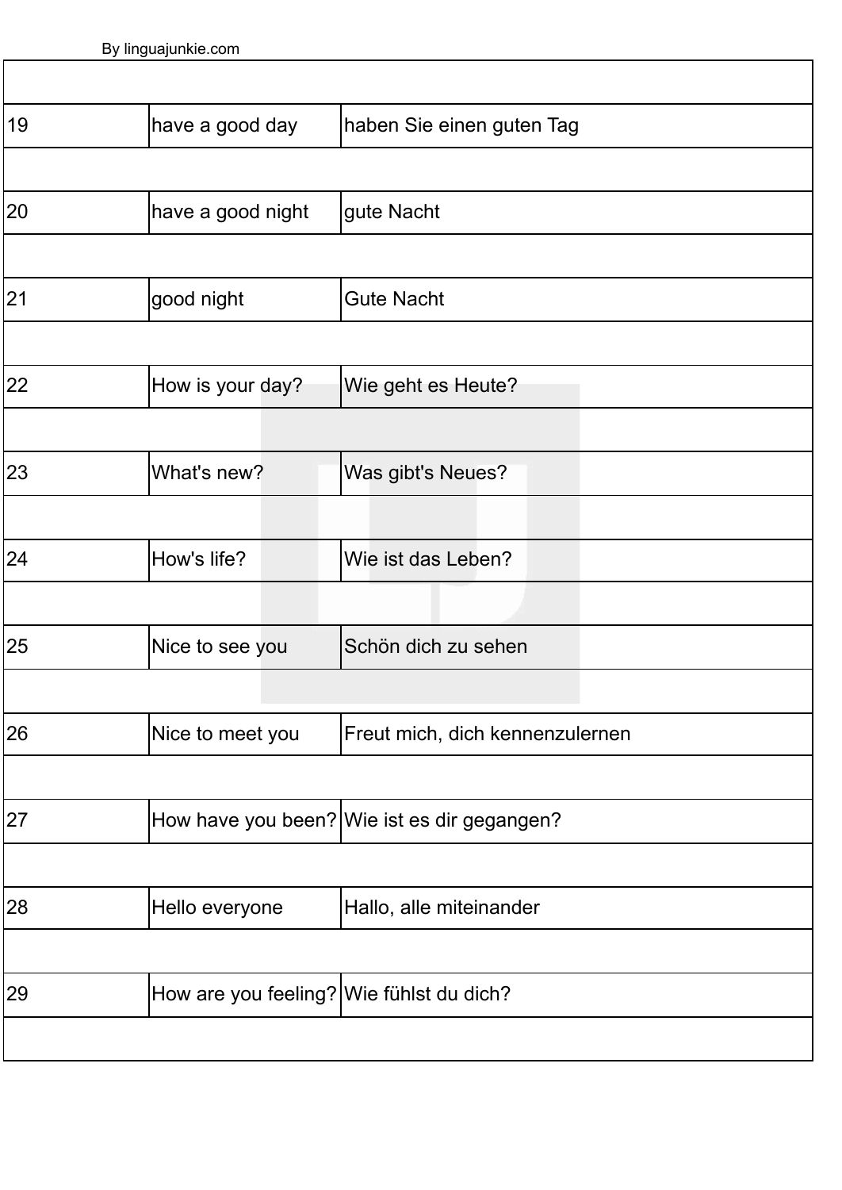| | | |
|---|---|---|
| 19 | have a good day | haben Sie einen guten Tag |
| 20 | have a good night | gute Nacht |
| 21 | good night | Gute Nacht |
| 22 | How is your day? | Wie geht es Heute? |
| 23 | What's new? | Was gibt's Neues? |
| 24 | How's life? | Wie ist das Leben? |
| 25 | Nice to see you | Schön dich zu sehen |
| 26 | Nice to meet you | Freut mich, dich kennenzulernen |
| 27 | How have you been? | Wie ist es dir gegangen? |
| 28 | Hello everyone | Hallo, alle miteinander |
| 29 | How are you feeling? | Wie fühlst du dich? |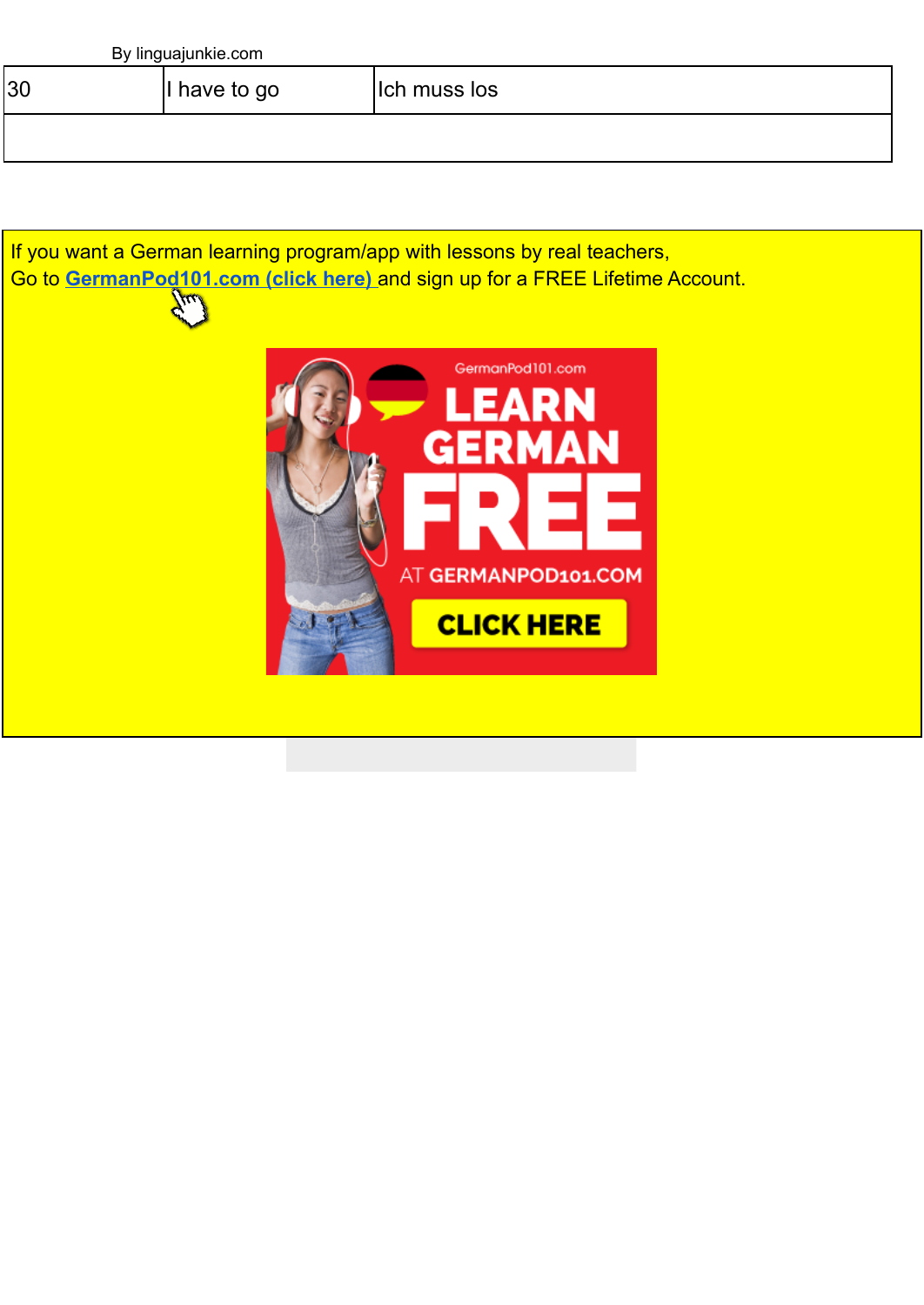By linguajunkie.com

| | | |
|---|---|---|
| 30 | I have to go | Ich muss los |
| | | |

If you want a German learning program/app with lessons by real teachers,
Go to GermanPod101.com (click here) and sign up for a FREE Lifetime Account.